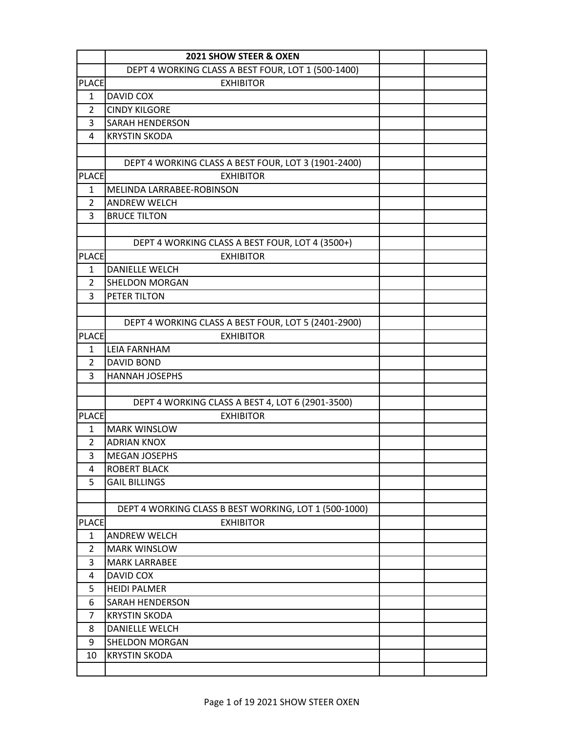| | 2021 SHOW STEER & OXEN | | |
|---|---|---|---|
| | DEPT 4 WORKING CLASS A BEST FOUR, LOT 1 (500-1400) | | |
| PLACE | EXHIBITOR | | |
| 1 | DAVID COX | | |
| 2 | CINDY KILGORE | | |
| 3 | SARAH HENDERSON | | |
| 4 | KRYSTIN SKODA | | |
| | | | |
| | DEPT 4 WORKING CLASS A BEST FOUR, LOT 3 (1901-2400) | | |
| PLACE | EXHIBITOR | | |
| 1 | MELINDA LARRABEE-ROBINSON | | |
| 2 | ANDREW WELCH | | |
| 3 | BRUCE TILTON | | |
| | | | |
| | DEPT 4 WORKING CLASS A BEST FOUR, LOT 4 (3500+) | | |
| PLACE | EXHIBITOR | | |
| 1 | DANIELLE WELCH | | |
| 2 | SHELDON MORGAN | | |
| 3 | PETER TILTON | | |
| | | | |
| | DEPT 4 WORKING CLASS A BEST FOUR, LOT 5 (2401-2900) | | |
| PLACE | EXHIBITOR | | |
| 1 | LEIA FARNHAM | | |
| 2 | DAVID BOND | | |
| 3 | HANNAH JOSEPHS | | |
| | | | |
| | DEPT 4 WORKING CLASS A BEST 4, LOT 6 (2901-3500) | | |
| PLACE | EXHIBITOR | | |
| 1 | MARK WINSLOW | | |
| 2 | ADRIAN KNOX | | |
| 3 | MEGAN JOSEPHS | | |
| 4 | ROBERT BLACK | | |
| 5 | GAIL BILLINGS | | |
| | | | |
| | DEPT 4 WORKING CLASS B BEST WORKING, LOT 1 (500-1000) | | |
| PLACE | EXHIBITOR | | |
| 1 | ANDREW WELCH | | |
| 2 | MARK WINSLOW | | |
| 3 | MARK LARRABEE | | |
| 4 | DAVID COX | | |
| 5 | HEIDI PALMER | | |
| 6 | SARAH HENDERSON | | |
| 7 | KRYSTIN SKODA | | |
| 8 | DANIELLE WELCH | | |
| 9 | SHELDON MORGAN | | |
| 10 | KRYSTIN SKODA | | |
| | | | |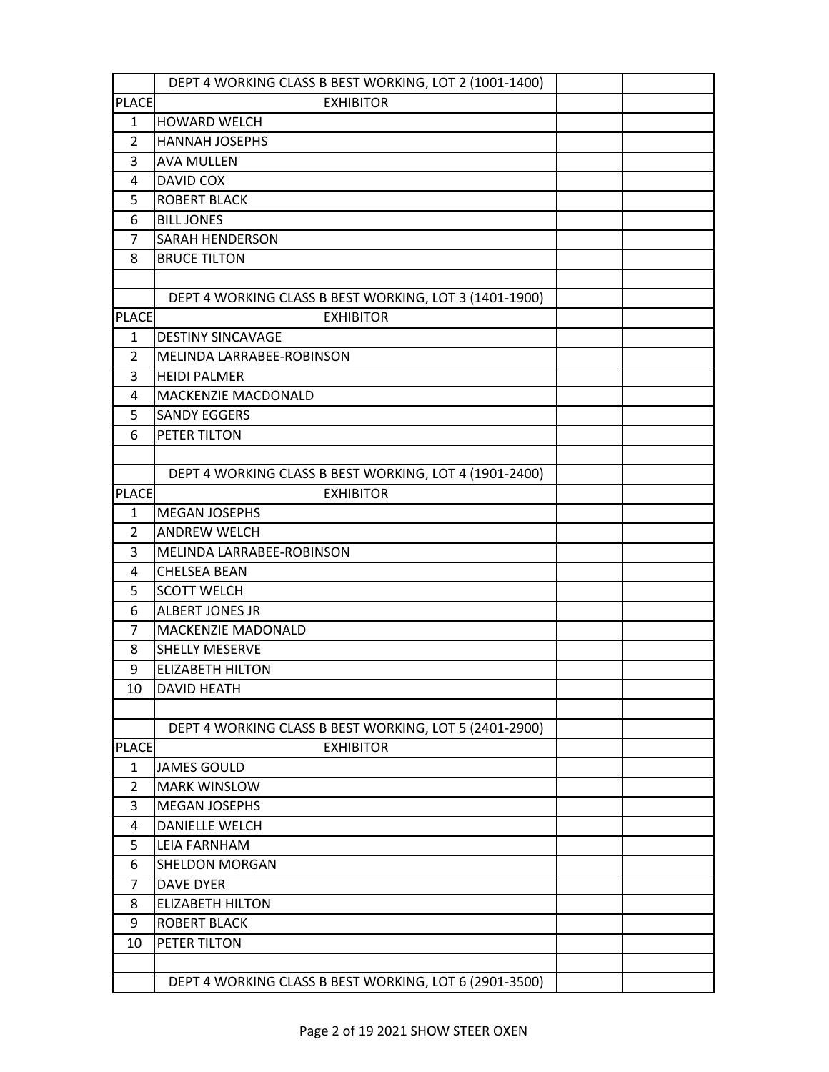| | DEPT 4 WORKING CLASS B BEST WORKING, LOT 2 (1001-1400) | | |
|---|---|---|---|
| PLACE | EXHIBITOR | | |
| 1 | HOWARD WELCH | | |
| 2 | HANNAH JOSEPHS | | |
| 3 | AVA MULLEN | | |
| 4 | DAVID COX | | |
| 5 | ROBERT BLACK | | |
| 6 | BILL JONES | | |
| 7 | SARAH HENDERSON | | |
| 8 | BRUCE TILTON | | |
| | | | |
| | DEPT 4 WORKING CLASS B BEST WORKING, LOT 3 (1401-1900) | | |
| PLACE | EXHIBITOR | | |
| 1 | DESTINY SINCAVAGE | | |
| 2 | MELINDA LARRABEE-ROBINSON | | |
| 3 | HEIDI PALMER | | |
| 4 | MACKENZIE MACDONALD | | |
| 5 | SANDY EGGERS | | |
| 6 | PETER TILTON | | |
| | | | |
| | DEPT 4 WORKING CLASS B BEST WORKING, LOT 4 (1901-2400) | | |
| PLACE | EXHIBITOR | | |
| 1 | MEGAN JOSEPHS | | |
| 2 | ANDREW WELCH | | |
| 3 | MELINDA LARRABEE-ROBINSON | | |
| 4 | CHELSEA BEAN | | |
| 5 | SCOTT WELCH | | |
| 6 | ALBERT JONES JR | | |
| 7 | MACKENZIE MADONALD | | |
| 8 | SHELLY MESERVE | | |
| 9 | ELIZABETH HILTON | | |
| 10 | DAVID HEATH | | |
| | | | |
| | DEPT 4 WORKING CLASS B BEST WORKING, LOT 5 (2401-2900) | | |
| PLACE | EXHIBITOR | | |
| 1 | JAMES GOULD | | |
| 2 | MARK WINSLOW | | |
| 3 | MEGAN JOSEPHS | | |
| 4 | DANIELLE WELCH | | |
| 5 | LEIA FARNHAM | | |
| 6 | SHELDON MORGAN | | |
| 7 | DAVE DYER | | |
| 8 | ELIZABETH HILTON | | |
| 9 | ROBERT BLACK | | |
| 10 | PETER TILTON | | |
| | | | |
| | DEPT 4 WORKING CLASS B BEST WORKING, LOT 6 (2901-3500) | | |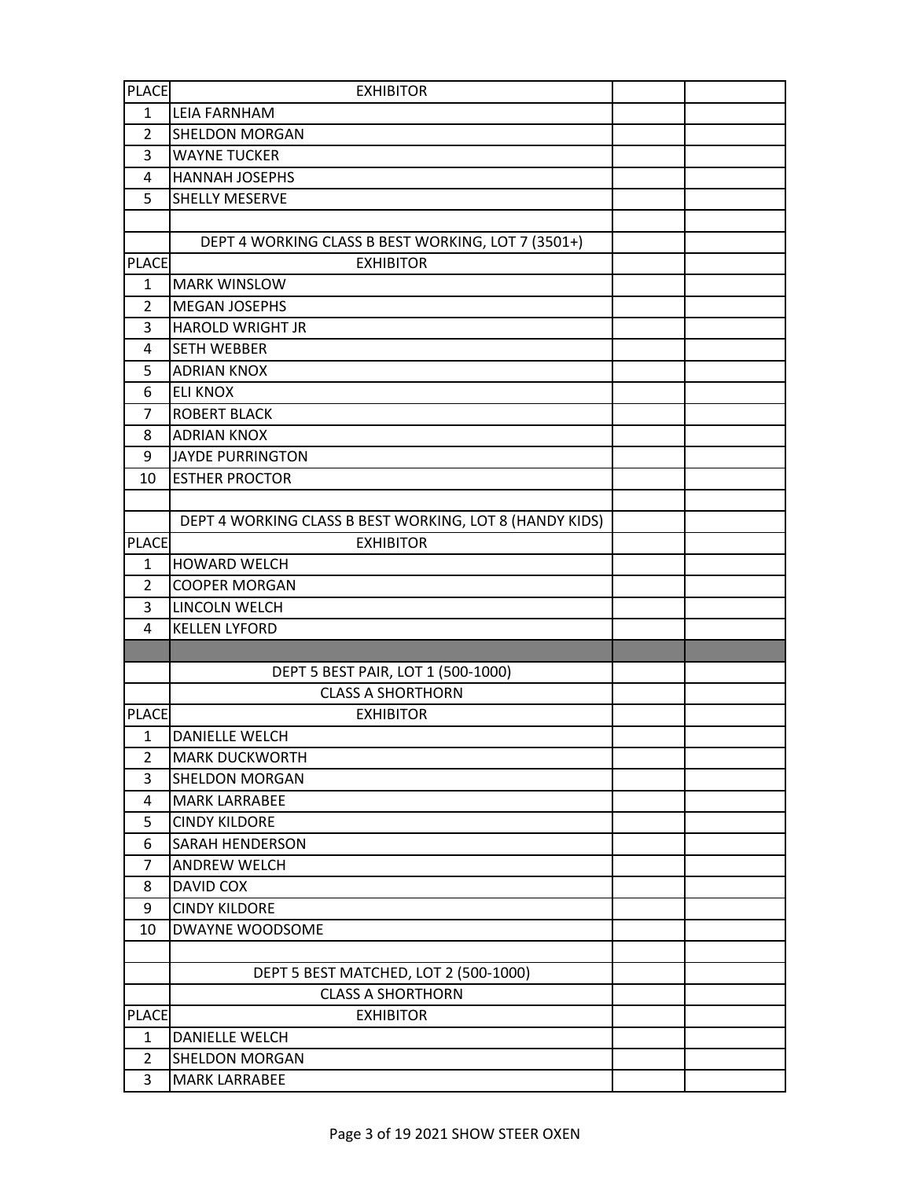| PLACE | EXHIBITOR | | |
|---|---|---|---|
| 1 | LEIA FARNHAM | | |
| 2 | SHELDON MORGAN | | |
| 3 | WAYNE TUCKER | | |
| 4 | HANNAH JOSEPHS | | |
| 5 | SHELLY MESERVE | | |
| | | | |
| | DEPT 4 WORKING CLASS B BEST WORKING, LOT 7 (3501+) | | |
| PLACE | EXHIBITOR | | |
| 1 | MARK WINSLOW | | |
| 2 | MEGAN JOSEPHS | | |
| 3 | HAROLD WRIGHT JR | | |
| 4 | SETH WEBBER | | |
| 5 | ADRIAN KNOX | | |
| 6 | ELI KNOX | | |
| 7 | ROBERT BLACK | | |
| 8 | ADRIAN KNOX | | |
| 9 | JAYDE PURRINGTON | | |
| 10 | ESTHER PROCTOR | | |
| | | | |
| | DEPT 4 WORKING CLASS B BEST WORKING, LOT 8 (HANDY KIDS) | | |
| PLACE | EXHIBITOR | | |
| 1 | HOWARD WELCH | | |
| 2 | COOPER MORGAN | | |
| 3 | LINCOLN WELCH | | |
| 4 | KELLEN LYFORD | | |
| | | | |
| | DEPT 5 BEST PAIR, LOT 1 (500-1000) | | |
| | CLASS A SHORTHORN | | |
| PLACE | EXHIBITOR | | |
| 1 | DANIELLE WELCH | | |
| 2 | MARK DUCKWORTH | | |
| 3 | SHELDON MORGAN | | |
| 4 | MARK LARRABEE | | |
| 5 | CINDY KILDORE | | |
| 6 | SARAH HENDERSON | | |
| 7 | ANDREW WELCH | | |
| 8 | DAVID COX | | |
| 9 | CINDY KILDORE | | |
| 10 | DWAYNE WOODSOME | | |
| | | | |
| | DEPT 5 BEST MATCHED, LOT 2 (500-1000) | | |
| | CLASS A SHORTHORN | | |
| PLACE | EXHIBITOR | | |
| 1 | DANIELLE WELCH | | |
| 2 | SHELDON MORGAN | | |
| 3 | MARK LARRABEE | | |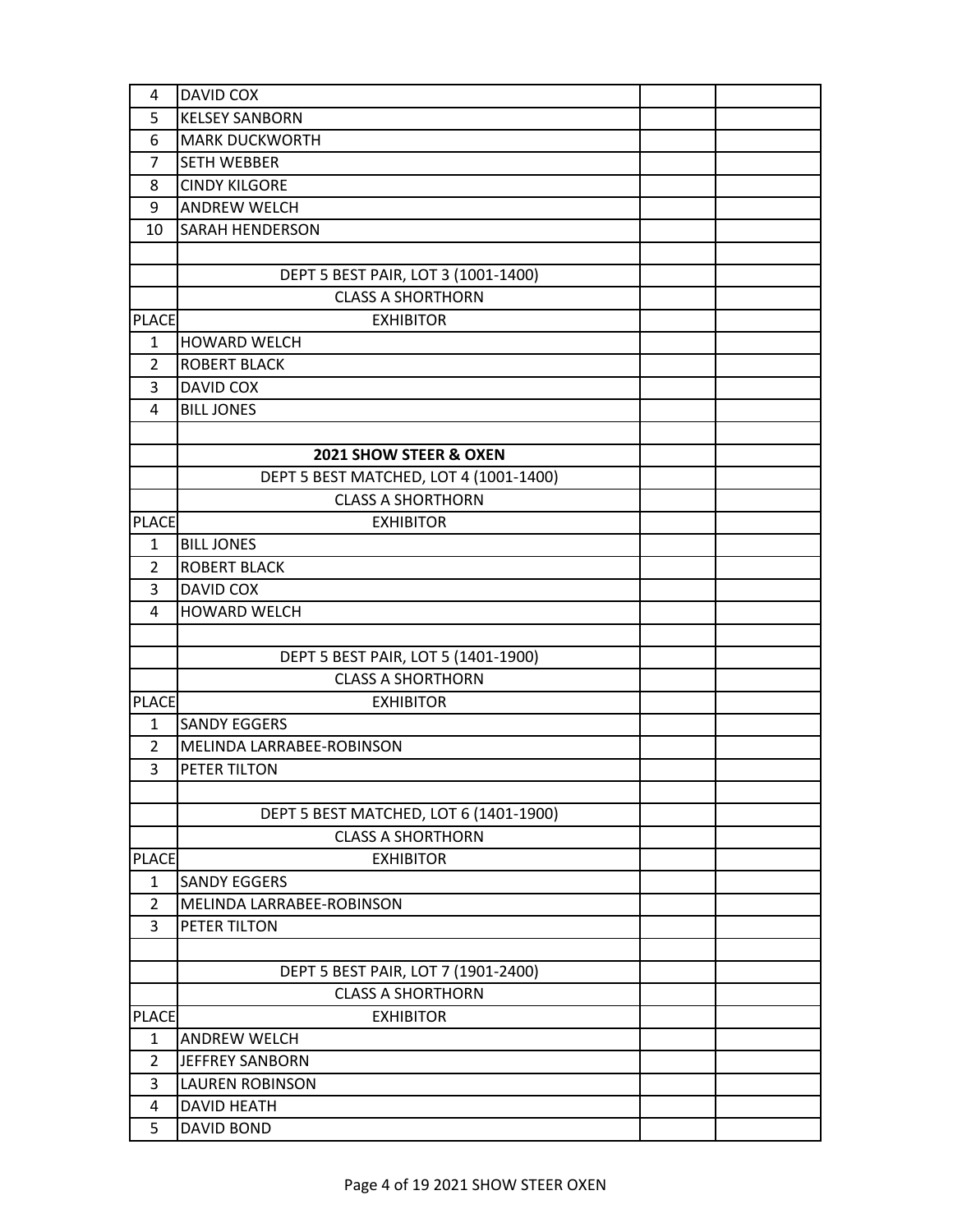| | | | |
|---|---|---|---|
| 4 | DAVID COX | | |
| 5 | KELSEY SANBORN | | |
| 6 | MARK DUCKWORTH | | |
| 7 | SETH WEBBER | | |
| 8 | CINDY KILGORE | | |
| 9 | ANDREW WELCH | | |
| 10 | SARAH HENDERSON | | |

| | DEPT 5 BEST PAIR, LOT 3 (1001-1400) | | |
|---|---|---|---|
| | CLASS A SHORTHORN | | |
| PLACE | EXHIBITOR | | |
| 1 | HOWARD WELCH | | |
| 2 | ROBERT BLACK | | |
| 3 | DAVID COX | | |
| 4 | BILL JONES | | |

**2021 SHOW STEER & OXEN**

| | DEPT 5 BEST MATCHED, LOT 4 (1001-1400) | | |
|---|---|---|---|
| | CLASS A SHORTHORN | | |
| PLACE | EXHIBITOR | | |
| 1 | BILL JONES | | |
| 2 | ROBERT BLACK | | |
| 3 | DAVID COX | | |
| 4 | HOWARD WELCH | | |

| | DEPT 5 BEST PAIR, LOT 5 (1401-1900) | | |
|---|---|---|---|
| | CLASS A SHORTHORN | | |
| PLACE | EXHIBITOR | | |
| 1 | SANDY EGGERS | | |
| 2 | MELINDA LARRABEE-ROBINSON | | |
| 3 | PETER TILTON | | |

| | DEPT 5 BEST MATCHED, LOT 6 (1401-1900) | | |
|---|---|---|---|
| | CLASS A SHORTHORN | | |
| PLACE | EXHIBITOR | | |
| 1 | SANDY EGGERS | | |
| 2 | MELINDA LARRABEE-ROBINSON | | |
| 3 | PETER TILTON | | |

| | DEPT 5 BEST PAIR, LOT 7 (1901-2400) | | |
|---|---|---|---|
| | CLASS A SHORTHORN | | |
| PLACE | EXHIBITOR | | |
| 1 | ANDREW WELCH | | |
| 2 | JEFFREY SANBORN | | |
| 3 | LAUREN ROBINSON | | |
| 4 | DAVID HEATH | | |
| 5 | DAVID BOND | | |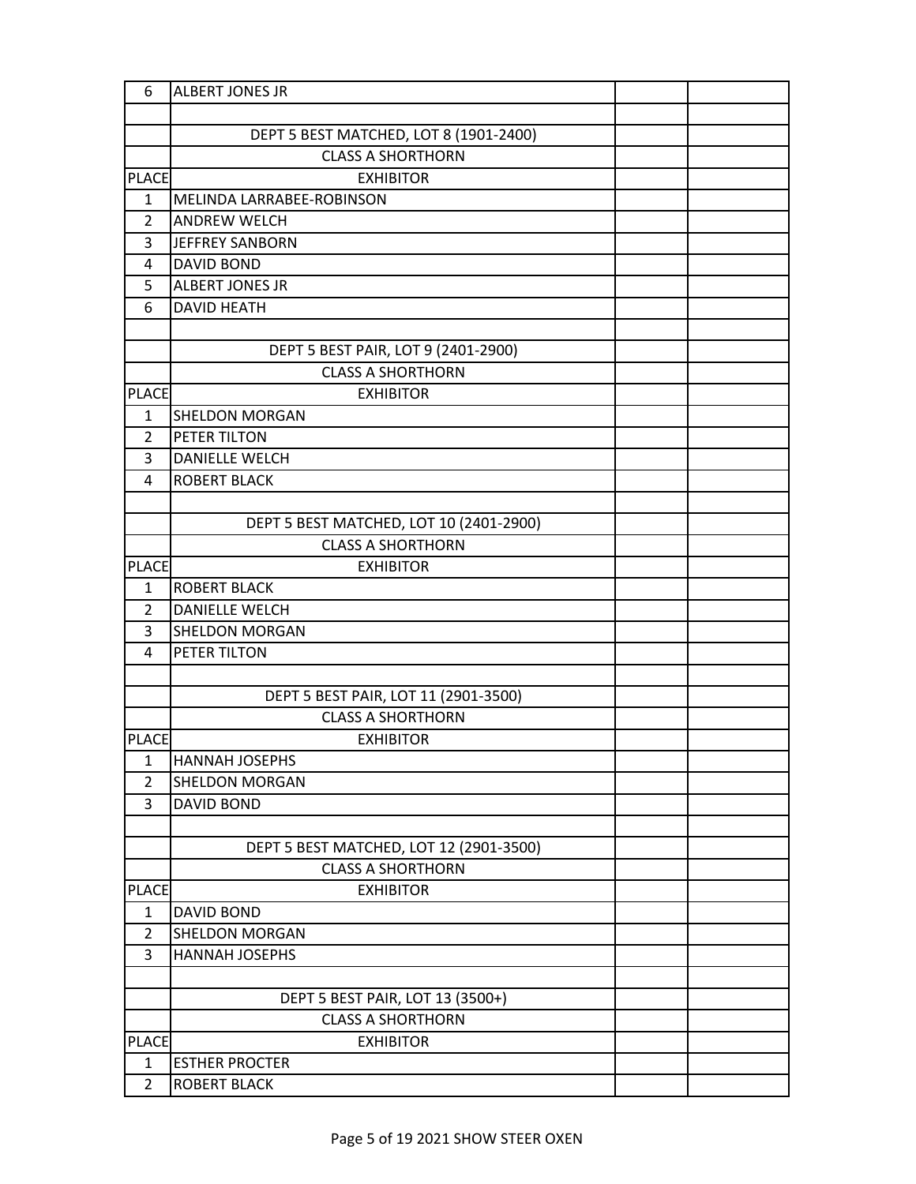| | | | |
|---|---|---|---|
| 6 | ALBERT JONES JR | | |
| | | | |
| | DEPT 5 BEST MATCHED, LOT 8 (1901-2400) | | |
| | CLASS A SHORTHORN | | |
| PLACE | EXHIBITOR | | |
| 1 | MELINDA LARRABEE-ROBINSON | | |
| 2 | ANDREW WELCH | | |
| 3 | JEFFREY SANBORN | | |
| 4 | DAVID BOND | | |
| 5 | ALBERT JONES JR | | |
| 6 | DAVID HEATH | | |
| | | | |
| | DEPT 5 BEST PAIR, LOT 9 (2401-2900) | | |
| | CLASS A SHORTHORN | | |
| PLACE | EXHIBITOR | | |
| 1 | SHELDON MORGAN | | |
| 2 | PETER TILTON | | |
| 3 | DANIELLE WELCH | | |
| 4 | ROBERT BLACK | | |
| | | | |
| | DEPT 5 BEST MATCHED, LOT 10 (2401-2900) | | |
| | CLASS A SHORTHORN | | |
| PLACE | EXHIBITOR | | |
| 1 | ROBERT BLACK | | |
| 2 | DANIELLE WELCH | | |
| 3 | SHELDON MORGAN | | |
| 4 | PETER TILTON | | |
| | | | |
| | DEPT 5 BEST PAIR, LOT 11 (2901-3500) | | |
| | CLASS A SHORTHORN | | |
| PLACE | EXHIBITOR | | |
| 1 | HANNAH JOSEPHS | | |
| 2 | SHELDON MORGAN | | |
| 3 | DAVID BOND | | |
| | | | |
| | DEPT 5 BEST MATCHED, LOT 12 (2901-3500) | | |
| | CLASS A SHORTHORN | | |
| PLACE | EXHIBITOR | | |
| 1 | DAVID BOND | | |
| 2 | SHELDON MORGAN | | |
| 3 | HANNAH JOSEPHS | | |
| | | | |
| | DEPT 5 BEST PAIR, LOT 13 (3500+) | | |
| | CLASS A SHORTHORN | | |
| PLACE | EXHIBITOR | | |
| 1 | ESTHER PROCTER | | |
| 2 | ROBERT BLACK | | |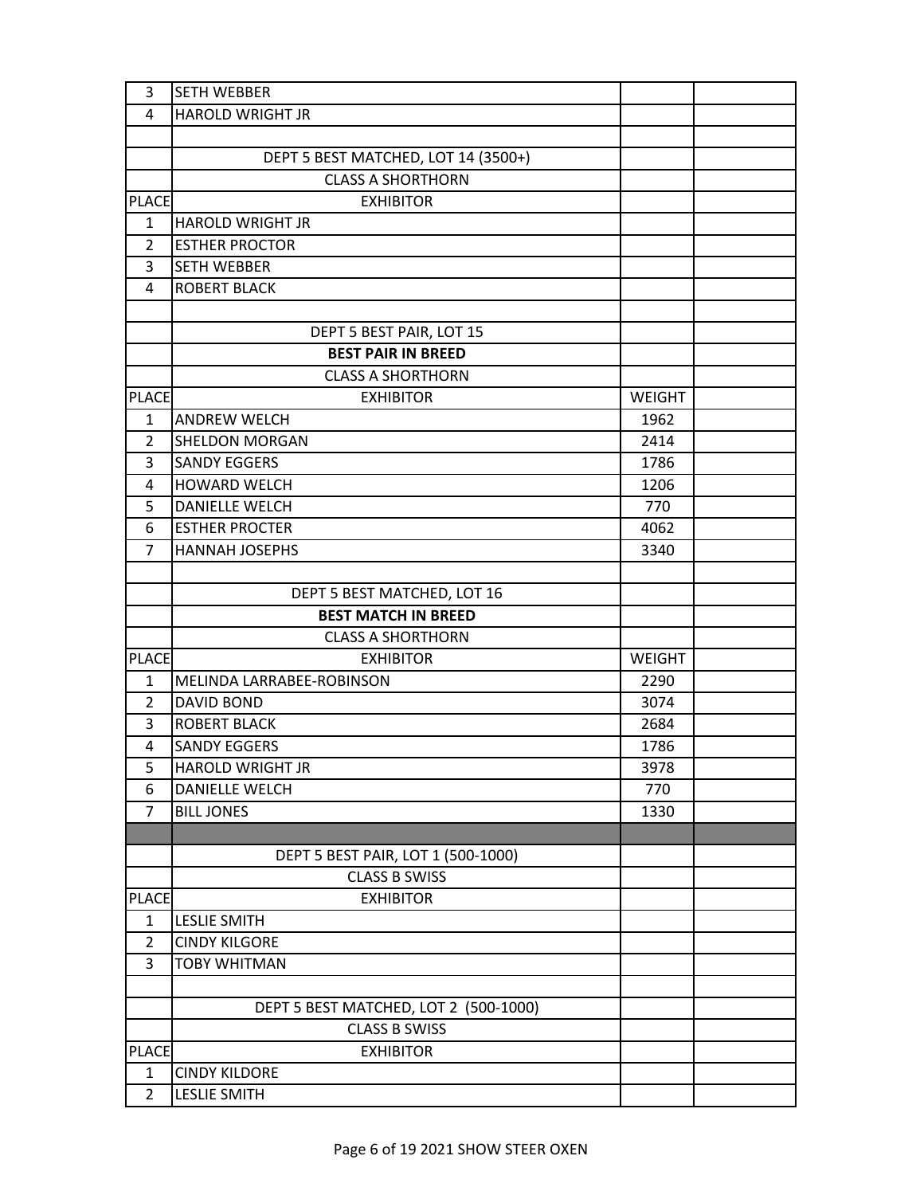| | | | |
|---|---|---|---|
| 3 | SETH WEBBER | | |
| 4 | HAROLD WRIGHT JR | | |
| | | | |
| | DEPT 5 BEST MATCHED, LOT 14 (3500+) | | |
| | CLASS A SHORTHORN | | |
| PLACE | EXHIBITOR | | |
| 1 | HAROLD WRIGHT JR | | |
| 2 | ESTHER PROCTOR | | |
| 3 | SETH WEBBER | | |
| 4 | ROBERT BLACK | | |
| | | | |
| | DEPT 5 BEST PAIR, LOT 15 | | |
| | **BEST PAIR IN BREED** | | |
| | CLASS A SHORTHORN | | |
| PLACE | EXHIBITOR | WEIGHT | |
| 1 | ANDREW WELCH | 1962 | |
| 2 | SHELDON MORGAN | 2414 | |
| 3 | SANDY EGGERS | 1786 | |
| 4 | HOWARD WELCH | 1206 | |
| 5 | DANIELLE WELCH | 770 | |
| 6 | ESTHER PROCTER | 4062 | |
| 7 | HANNAH JOSEPHS | 3340 | |
| | | | |
| | DEPT 5 BEST MATCHED, LOT 16 | | |
| | **BEST MATCH IN BREED** | | |
| | CLASS A SHORTHORN | | |
| PLACE | EXHIBITOR | WEIGHT | |
| 1 | MELINDA LARRABEE-ROBINSON | 2290 | |
| 2 | DAVID BOND | 3074 | |
| 3 | ROBERT BLACK | 2684 | |
| 4 | SANDY EGGERS | 1786 | |
| 5 | HAROLD WRIGHT JR | 3978 | |
| 6 | DANIELLE WELCH | 770 | |
| 7 | BILL JONES | 1330 | |
| | | | |
| | DEPT 5 BEST PAIR, LOT 1 (500-1000) | | |
| | CLASS B SWISS | | |
| PLACE | EXHIBITOR | | |
| 1 | LESLIE SMITH | | |
| 2 | CINDY KILGORE | | |
| 3 | TOBY WHITMAN | | |
| | | | |
| | DEPT 5 BEST MATCHED, LOT 2 (500-1000) | | |
| | CLASS B SWISS | | |
| PLACE | EXHIBITOR | | |
| 1 | CINDY KILDORE | | |
| 2 | LESLIE SMITH | | |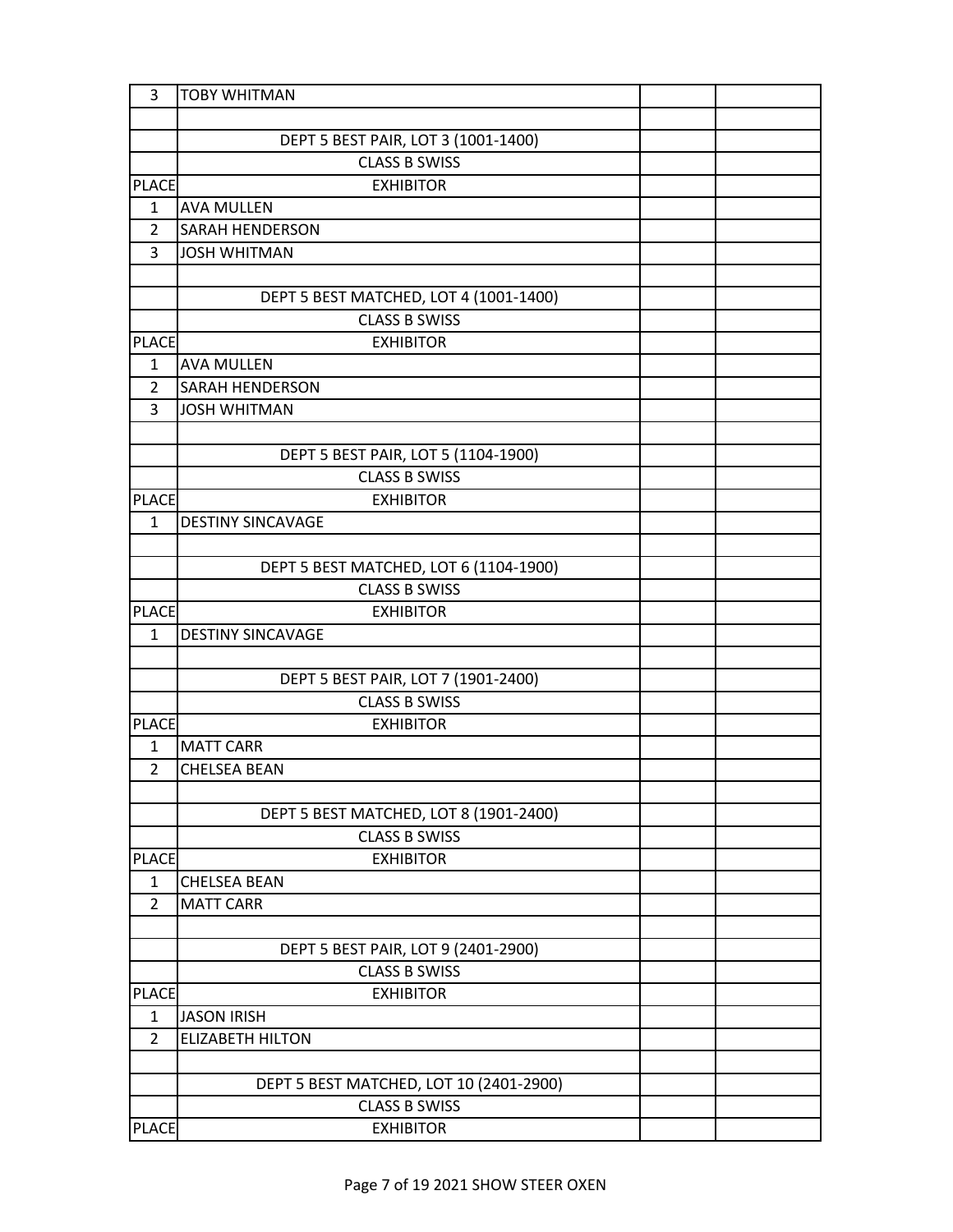| | | | |
|---|---|---|---|
| 3 | TOBY WHITMAN | | |
| | | | |
| | DEPT 5 BEST PAIR, LOT 3 (1001-1400) | | |
| | CLASS B SWISS | | |
| PLACE | EXHIBITOR | | |
| 1 | AVA MULLEN | | |
| 2 | SARAH HENDERSON | | |
| 3 | JOSH WHITMAN | | |
| | | | |
| | DEPT 5 BEST MATCHED, LOT 4 (1001-1400) | | |
| | CLASS B SWISS | | |
| PLACE | EXHIBITOR | | |
| 1 | AVA MULLEN | | |
| 2 | SARAH HENDERSON | | |
| 3 | JOSH WHITMAN | | |
| | | | |
| | DEPT 5 BEST PAIR, LOT 5 (1104-1900) | | |
| | CLASS B SWISS | | |
| PLACE | EXHIBITOR | | |
| 1 | DESTINY SINCAVAGE | | |
| | | | |
| | DEPT 5 BEST MATCHED, LOT 6 (1104-1900) | | |
| | CLASS B SWISS | | |
| PLACE | EXHIBITOR | | |
| 1 | DESTINY SINCAVAGE | | |
| | | | |
| | DEPT 5 BEST PAIR, LOT 7 (1901-2400) | | |
| | CLASS B SWISS | | |
| PLACE | EXHIBITOR | | |
| 1 | MATT CARR | | |
| 2 | CHELSEA BEAN | | |
| | | | |
| | DEPT 5 BEST MATCHED, LOT 8 (1901-2400) | | |
| | CLASS B SWISS | | |
| PLACE | EXHIBITOR | | |
| 1 | CHELSEA BEAN | | |
| 2 | MATT CARR | | |
| | | | |
| | DEPT 5 BEST PAIR, LOT 9 (2401-2900) | | |
| | CLASS B SWISS | | |
| PLACE | EXHIBITOR | | |
| 1 | JASON IRISH | | |
| 2 | ELIZABETH HILTON | | |
| | | | |
| | DEPT 5 BEST MATCHED, LOT 10 (2401-2900) | | |
| | CLASS B SWISS | | |
| PLACE | EXHIBITOR | | |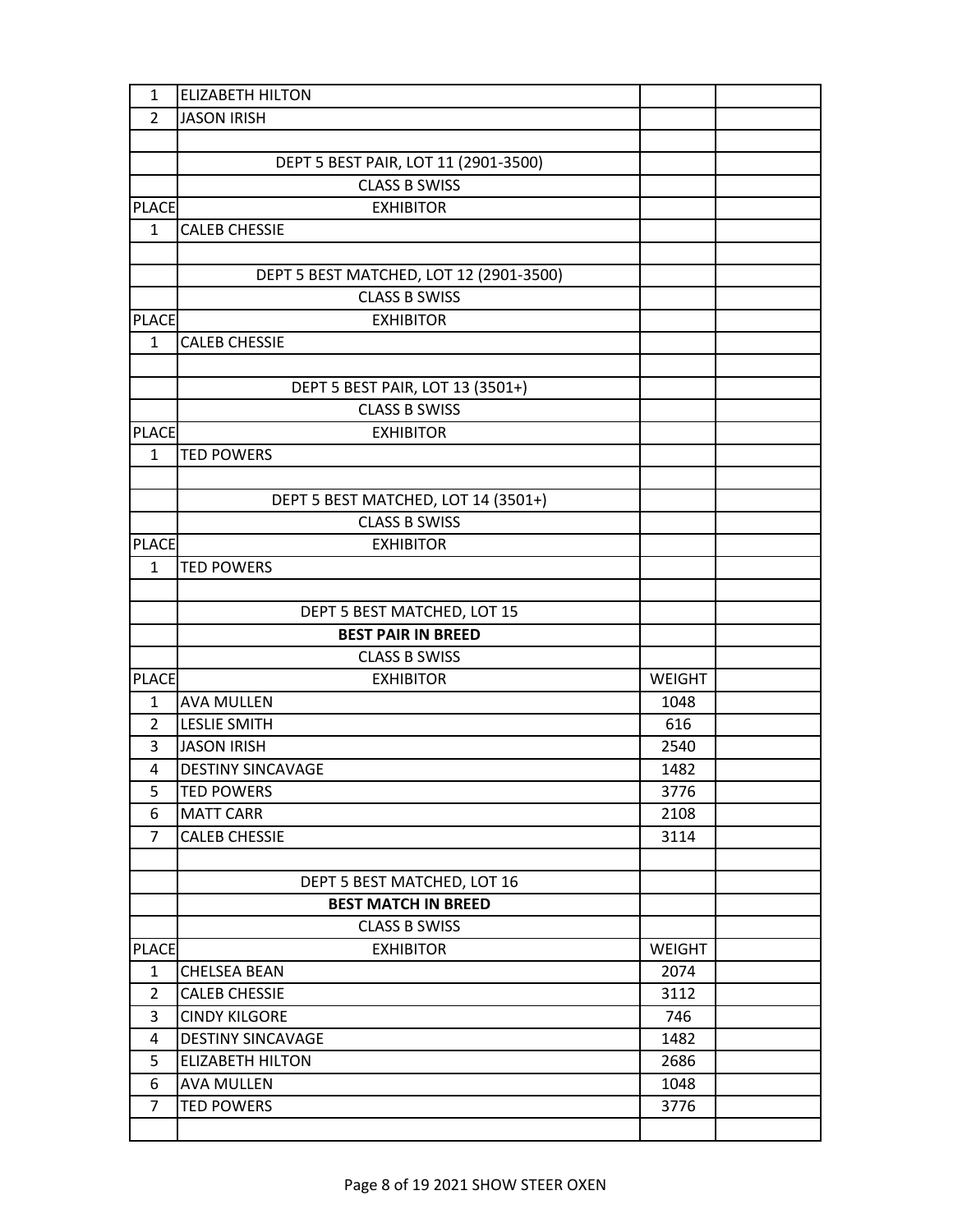| 1 | ELIZABETH HILTON | | |
|---|---|---|---|
| 2 | JASON IRISH | | |

| | DEPT 5 BEST PAIR, LOT 11 (2901-3500) | | |
|---|---|---|---|
| | CLASS B SWISS | | |
| PLACE | EXHIBITOR | | |
| 1 | CALEB CHESSIE | | |

| | DEPT 5 BEST MATCHED, LOT 12 (2901-3500) | | |
|---|---|---|---|
| | CLASS B SWISS | | |
| PLACE | EXHIBITOR | | |
| 1 | CALEB CHESSIE | | |

| | DEPT 5 BEST PAIR, LOT 13 (3501+) | | |
|---|---|---|---|
| | CLASS B SWISS | | |
| PLACE | EXHIBITOR | | |
| 1 | TED POWERS | | |

| | DEPT 5 BEST MATCHED, LOT 14 (3501+) | | |
|---|---|---|---|
| | CLASS B SWISS | | |
| PLACE | EXHIBITOR | | |
| 1 | TED POWERS | | |

| | DEPT 5 BEST MATCHED, LOT 15 | | |
|---|---|---|---|
| | **BEST PAIR IN BREED** | | |
| | CLASS B SWISS | | |
| PLACE | EXHIBITOR | WEIGHT | |
| 1 | AVA MULLEN | 1048 | |
| 2 | LESLIE SMITH | 616 | |
| 3 | JASON IRISH | 2540 | |
| 4 | DESTINY SINCAVAGE | 1482 | |
| 5 | TED POWERS | 3776 | |
| 6 | MATT CARR | 2108 | |
| 7 | CALEB CHESSIE | 3114 | |

| | DEPT 5 BEST MATCHED, LOT 16 | | |
|---|---|---|---|
| | **BEST MATCH IN BREED** | | |
| | CLASS B SWISS | | |
| PLACE | EXHIBITOR | WEIGHT | |
| 1 | CHELSEA BEAN | 2074 | |
| 2 | CALEB CHESSIE | 3112 | |
| 3 | CINDY KILGORE | 746 | |
| 4 | DESTINY SINCAVAGE | 1482 | |
| 5 | ELIZABETH HILTON | 2686 | |
| 6 | AVA MULLEN | 1048 | |
| 7 | TED POWERS | 3776 | |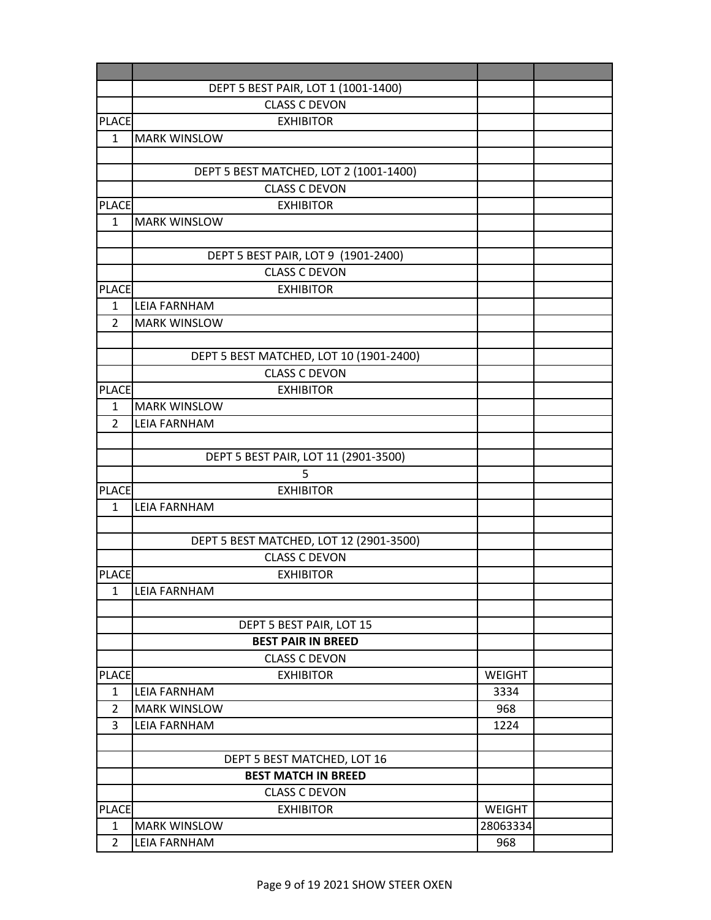| | | | |
|---|---|---|---|
| | DEPT 5 BEST PAIR, LOT 1 (1001-1400) | | |
| | CLASS C DEVON | | |
| PLACE | EXHIBITOR | | |
| 1 | MARK WINSLOW | | |
| | | | |
| | DEPT 5 BEST MATCHED, LOT 2 (1001-1400) | | |
| | CLASS C DEVON | | |
| PLACE | EXHIBITOR | | |
| 1 | MARK WINSLOW | | |
| | | | |
| | DEPT 5 BEST PAIR, LOT 9 (1901-2400) | | |
| | CLASS C DEVON | | |
| PLACE | EXHIBITOR | | |
| 1 | LEIA FARNHAM | | |
| 2 | MARK WINSLOW | | |
| | | | |
| | DEPT 5 BEST MATCHED, LOT 10 (1901-2400) | | |
| | CLASS C DEVON | | |
| PLACE | EXHIBITOR | | |
| 1 | MARK WINSLOW | | |
| 2 | LEIA FARNHAM | | |
| | | | |
| | DEPT 5 BEST PAIR, LOT 11 (2901-3500) | | |
| | 5 | | |
| PLACE | EXHIBITOR | | |
| 1 | LEIA FARNHAM | | |
| | | | |
| | DEPT 5 BEST MATCHED, LOT 12 (2901-3500) | | |
| | CLASS C DEVON | | |
| PLACE | EXHIBITOR | | |
| 1 | LEIA FARNHAM | | |
| | | | |
| | DEPT 5 BEST PAIR, LOT 15 | | |
| | **BEST PAIR IN BREED** | | |
| | CLASS C DEVON | | |
| PLACE | EXHIBITOR | WEIGHT | |
| 1 | LEIA FARNHAM | 3334 | |
| 2 | MARK WINSLOW | 968 | |
| 3 | LEIA FARNHAM | 1224 | |
| | | | |
| | DEPT 5 BEST MATCHED, LOT 16 | | |
| | **BEST MATCH IN BREED** | | |
| | CLASS C DEVON | | |
| PLACE | EXHIBITOR | WEIGHT | |
| 1 | MARK WINSLOW | 28063334 | |
| 2 | LEIA FARNHAM | 968 | |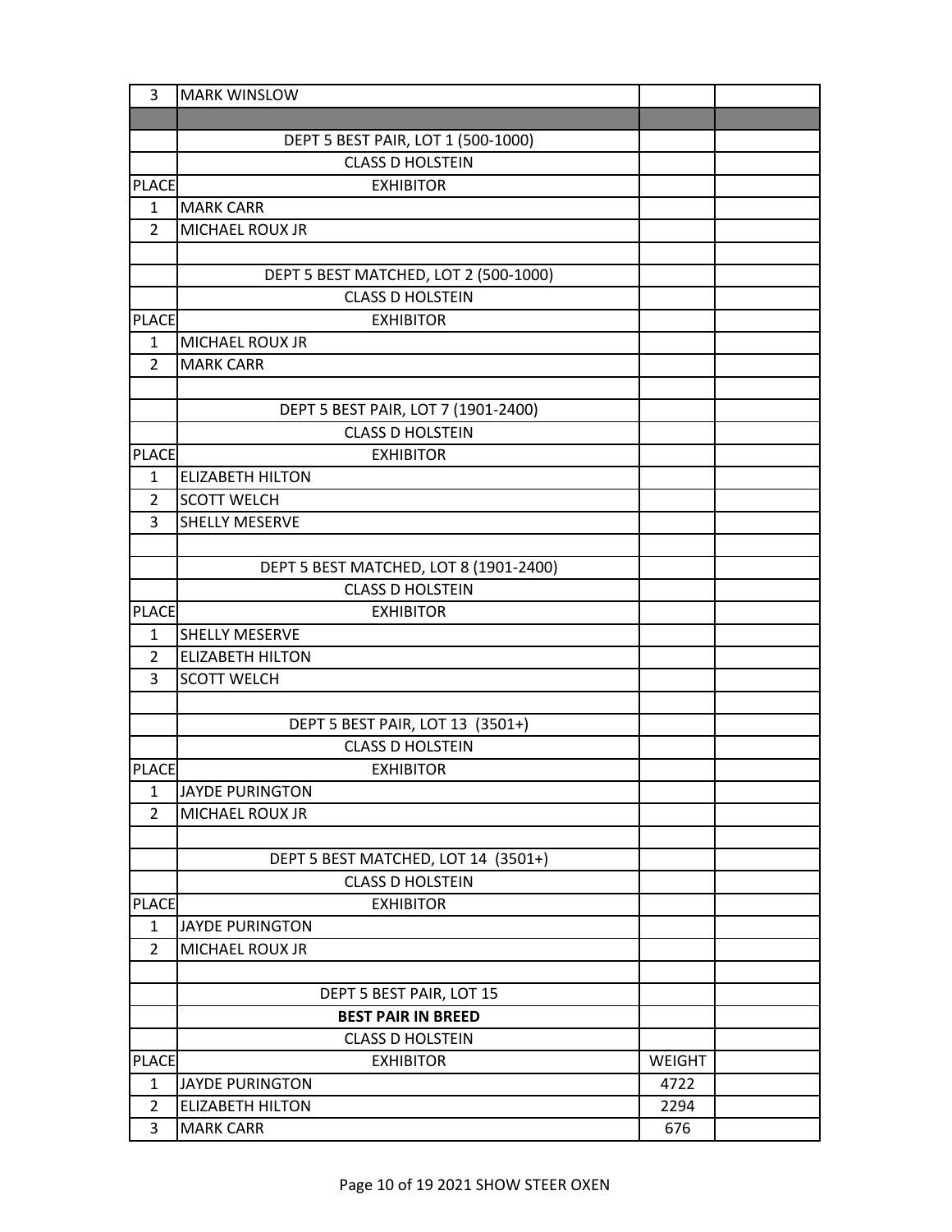| | | | |
|---|---|---|---|
| 3 | MARK WINSLOW | | |
| | | | |
| | DEPT 5 BEST PAIR, LOT 1 (500-1000) | | |
| | CLASS D HOLSTEIN | | |
| PLACE | EXHIBITOR | | |
| 1 | MARK CARR | | |
| 2 | MICHAEL ROUX JR | | |
| | | | |
| | DEPT 5 BEST MATCHED, LOT 2 (500-1000) | | |
| | CLASS D HOLSTEIN | | |
| PLACE | EXHIBITOR | | |
| 1 | MICHAEL ROUX JR | | |
| 2 | MARK CARR | | |
| | | | |
| | DEPT 5 BEST PAIR, LOT 7 (1901-2400) | | |
| | CLASS D HOLSTEIN | | |
| PLACE | EXHIBITOR | | |
| 1 | ELIZABETH HILTON | | |
| 2 | SCOTT WELCH | | |
| 3 | SHELLY MESERVE | | |
| | | | |
| | DEPT 5 BEST MATCHED, LOT 8 (1901-2400) | | |
| | CLASS D HOLSTEIN | | |
| PLACE | EXHIBITOR | | |
| 1 | SHELLY MESERVE | | |
| 2 | ELIZABETH HILTON | | |
| 3 | SCOTT WELCH | | |
| | | | |
| | DEPT 5 BEST PAIR, LOT 13 (3501+) | | |
| | CLASS D HOLSTEIN | | |
| PLACE | EXHIBITOR | | |
| 1 | JAYDE PURINGTON | | |
| 2 | MICHAEL ROUX JR | | |
| | | | |
| | DEPT 5 BEST MATCHED, LOT 14 (3501+) | | |
| | CLASS D HOLSTEIN | | |
| PLACE | EXHIBITOR | | |
| 1 | JAYDE PURINGTON | | |
| 2 | MICHAEL ROUX JR | | |
| | | | |
| | DEPT 5 BEST PAIR, LOT 15 | | |
| | **BEST PAIR IN BREED** | | |
| | CLASS D HOLSTEIN | | |
| PLACE | EXHIBITOR | WEIGHT | |
| 1 | JAYDE PURINGTON | 4722 | |
| 2 | ELIZABETH HILTON | 2294 | |
| 3 | MARK CARR | 676 | |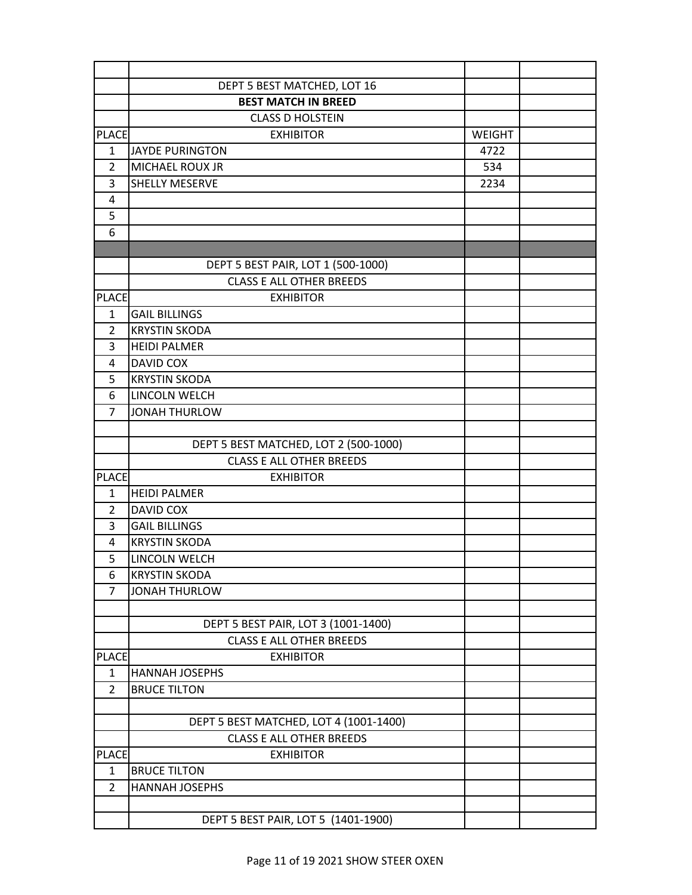| | | | |
|---|---|---|---|
| | DEPT 5 BEST MATCHED, LOT 16 | | |
| | **BEST MATCH IN BREED** | | |
| | CLASS D HOLSTEIN | | |
| PLACE | EXHIBITOR | WEIGHT | |
| 1 | JAYDE PURINGTON | 4722 | |
| 2 | MICHAEL ROUX JR | 534 | |
| 3 | SHELLY MESERVE | 2234 | |
| 4 | | | |
| 5 | | | |
| 6 | | | |
| | | | |
| | DEPT 5 BEST PAIR, LOT 1 (500-1000) | | |
| | CLASS E ALL OTHER BREEDS | | |
| PLACE | EXHIBITOR | | |
| 1 | GAIL BILLINGS | | |
| 2 | KRYSTIN SKODA | | |
| 3 | HEIDI PALMER | | |
| 4 | DAVID COX | | |
| 5 | KRYSTIN SKODA | | |
| 6 | LINCOLN WELCH | | |
| 7 | JONAH THURLOW | | |
| | | | |
| | DEPT 5 BEST MATCHED, LOT 2 (500-1000) | | |
| | CLASS E ALL OTHER BREEDS | | |
| PLACE | EXHIBITOR | | |
| 1 | HEIDI PALMER | | |
| 2 | DAVID COX | | |
| 3 | GAIL BILLINGS | | |
| 4 | KRYSTIN SKODA | | |
| 5 | LINCOLN WELCH | | |
| 6 | KRYSTIN SKODA | | |
| 7 | JONAH THURLOW | | |
| | | | |
| | DEPT 5 BEST PAIR, LOT 3 (1001-1400) | | |
| | CLASS E ALL OTHER BREEDS | | |
| PLACE | EXHIBITOR | | |
| 1 | HANNAH JOSEPHS | | |
| 2 | BRUCE TILTON | | |
| | | | |
| | DEPT 5 BEST MATCHED, LOT 4 (1001-1400) | | |
| | CLASS E ALL OTHER BREEDS | | |
| PLACE | EXHIBITOR | | |
| 1 | BRUCE TILTON | | |
| 2 | HANNAH JOSEPHS | | |
| | | | |
| | DEPT 5 BEST PAIR, LOT 5 (1401-1900) | | |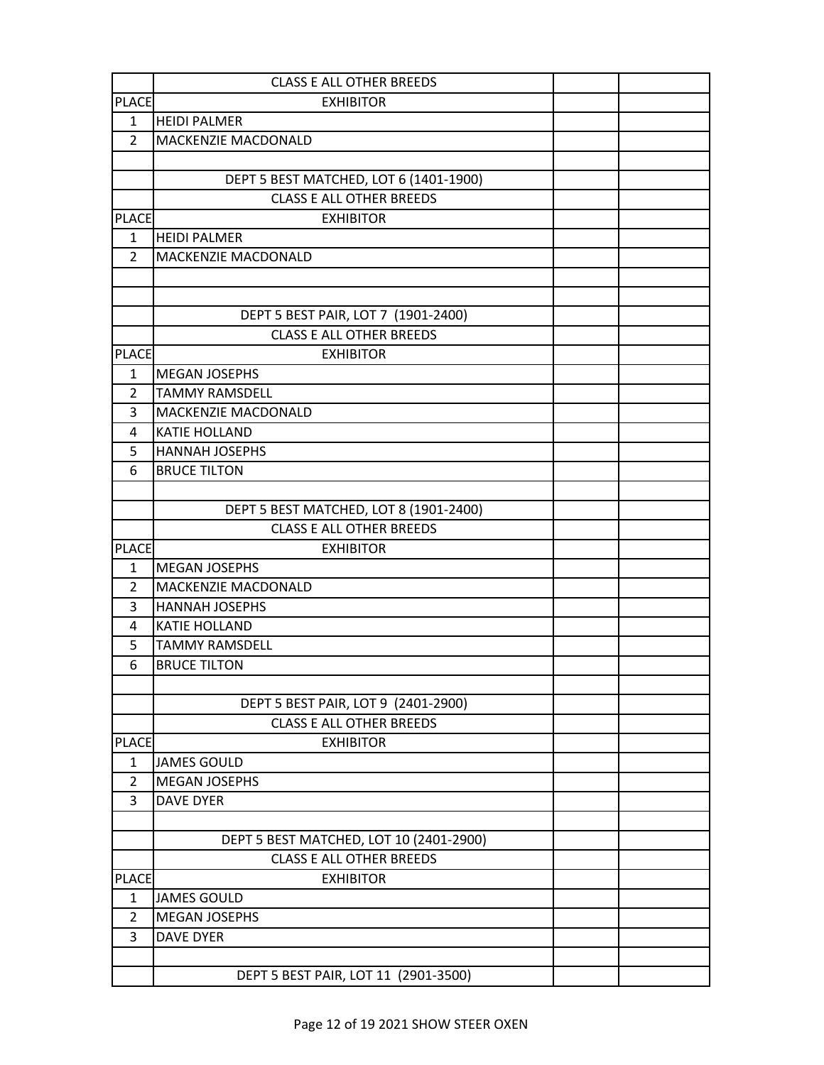| | CLASS E ALL OTHER BREEDS | | |
|---|---|---|---|
| PLACE | EXHIBITOR | | |
| 1 | HEIDI PALMER | | |
| 2 | MACKENZIE MACDONALD | | |
| | | | |
| | DEPT 5 BEST MATCHED, LOT 6 (1401-1900) | | |
| | CLASS E ALL OTHER BREEDS | | |
| PLACE | EXHIBITOR | | |
| 1 | HEIDI PALMER | | |
| 2 | MACKENZIE MACDONALD | | |
| | | | |
| | | | |
| | DEPT 5 BEST PAIR, LOT 7 (1901-2400) | | |
| | CLASS E ALL OTHER BREEDS | | |
| PLACE | EXHIBITOR | | |
| 1 | MEGAN JOSEPHS | | |
| 2 | TAMMY RAMSDELL | | |
| 3 | MACKENZIE MACDONALD | | |
| 4 | KATIE HOLLAND | | |
| 5 | HANNAH JOSEPHS | | |
| 6 | BRUCE TILTON | | |
| | | | |
| | DEPT 5 BEST MATCHED, LOT 8 (1901-2400) | | |
| | CLASS E ALL OTHER BREEDS | | |
| PLACE | EXHIBITOR | | |
| 1 | MEGAN JOSEPHS | | |
| 2 | MACKENZIE MACDONALD | | |
| 3 | HANNAH JOSEPHS | | |
| 4 | KATIE HOLLAND | | |
| 5 | TAMMY RAMSDELL | | |
| 6 | BRUCE TILTON | | |
| | | | |
| | DEPT 5 BEST PAIR, LOT 9 (2401-2900) | | |
| | CLASS E ALL OTHER BREEDS | | |
| PLACE | EXHIBITOR | | |
| 1 | JAMES GOULD | | |
| 2 | MEGAN JOSEPHS | | |
| 3 | DAVE DYER | | |
| | | | |
| | DEPT 5 BEST MATCHED, LOT 10 (2401-2900) | | |
| | CLASS E ALL OTHER BREEDS | | |
| PLACE | EXHIBITOR | | |
| 1 | JAMES GOULD | | |
| 2 | MEGAN JOSEPHS | | |
| 3 | DAVE DYER | | |
| | | | |
| | DEPT 5 BEST PAIR, LOT 11 (2901-3500) | | |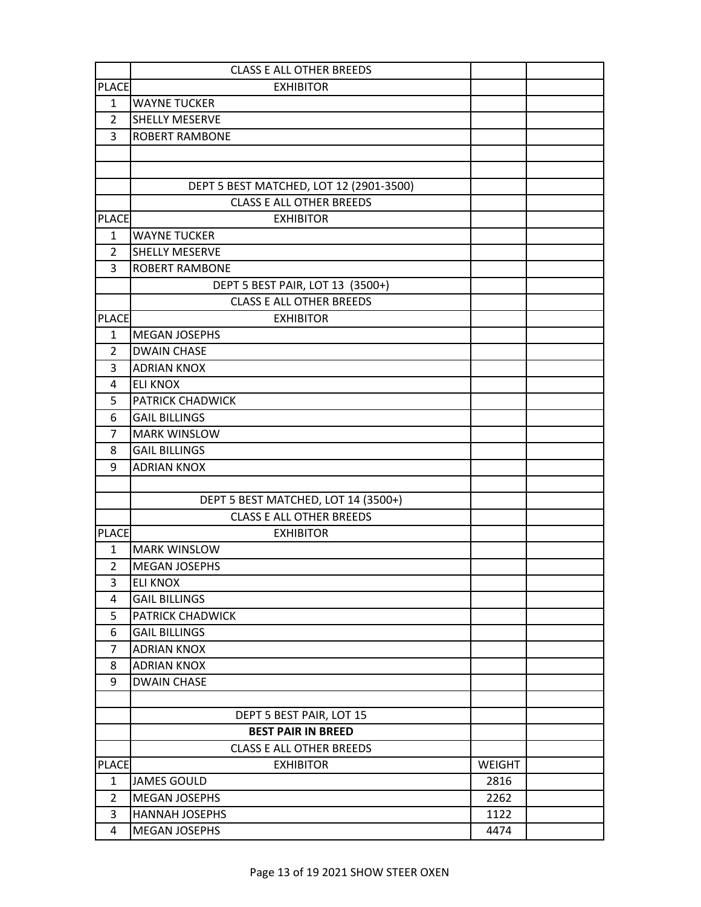| | CLASS E ALL OTHER BREEDS | | |
|---|---|---|---|
| PLACE | EXHIBITOR | | |
| 1 | WAYNE TUCKER | | |
| 2 | SHELLY MESERVE | | |
| 3 | ROBERT RAMBONE | | |
| | | | |
| | | | |
| | DEPT 5 BEST MATCHED, LOT 12 (2901-3500) | | |
| | CLASS E ALL OTHER BREEDS | | |
| PLACE | EXHIBITOR | | |
| 1 | WAYNE TUCKER | | |
| 2 | SHELLY MESERVE | | |
| 3 | ROBERT RAMBONE | | |
| | DEPT 5 BEST PAIR, LOT 13 (3500+) | | |
| | CLASS E ALL OTHER BREEDS | | |
| PLACE | EXHIBITOR | | |
| 1 | MEGAN JOSEPHS | | |
| 2 | DWAIN CHASE | | |
| 3 | ADRIAN KNOX | | |
| 4 | ELI KNOX | | |
| 5 | PATRICK CHADWICK | | |
| 6 | GAIL BILLINGS | | |
| 7 | MARK WINSLOW | | |
| 8 | GAIL BILLINGS | | |
| 9 | ADRIAN KNOX | | |
| | | | |
| | DEPT 5 BEST MATCHED, LOT 14 (3500+) | | |
| | CLASS E ALL OTHER BREEDS | | |
| PLACE | EXHIBITOR | | |
| 1 | MARK WINSLOW | | |
| 2 | MEGAN JOSEPHS | | |
| 3 | ELI KNOX | | |
| 4 | GAIL BILLINGS | | |
| 5 | PATRICK CHADWICK | | |
| 6 | GAIL BILLINGS | | |
| 7 | ADRIAN KNOX | | |
| 8 | ADRIAN KNOX | | |
| 9 | DWAIN CHASE | | |
| | | | |
| | DEPT 5 BEST PAIR, LOT 15 | | |
| | **BEST PAIR IN BREED** | | |
| | CLASS E ALL OTHER BREEDS | | |
| PLACE | EXHIBITOR | WEIGHT | |
| 1 | JAMES GOULD | 2816 | |
| 2 | MEGAN JOSEPHS | 2262 | |
| 3 | HANNAH JOSEPHS | 1122 | |
| 4 | MEGAN JOSEPHS | 4474 | |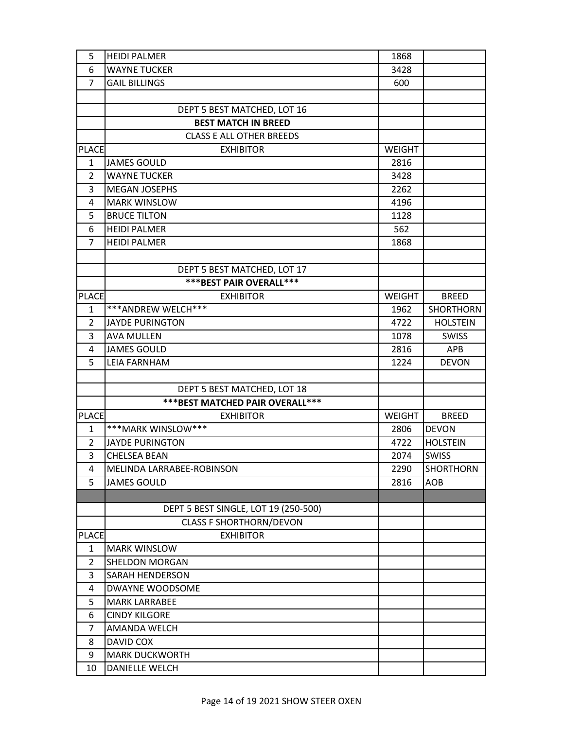| | | | |
|---|---|---|---|
| 5 | HEIDI PALMER | 1868 | |
| 6 | WAYNE TUCKER | 3428 | |
| 7 | GAIL BILLINGS | 600 | |

| | DEPT 5 BEST MATCHED, LOT 16 | | |
|---|---|---|---|
| | **BEST MATCH IN BREED** | | |
| | CLASS E ALL OTHER BREEDS | | |
| PLACE | EXHIBITOR | WEIGHT | |
| 1 | JAMES GOULD | 2816 | |
| 2 | WAYNE TUCKER | 3428 | |
| 3 | MEGAN JOSEPHS | 2262 | |
| 4 | MARK WINSLOW | 4196 | |
| 5 | BRUCE TILTON | 1128 | |
| 6 | HEIDI PALMER | 562 | |
| 7 | HEIDI PALMER | 1868 | |

| | DEPT 5 BEST MATCHED, LOT 17 | | |
|---|---|---|---|
| | **\*\*\*BEST PAIR OVERALL\*\*\*** | | |
| PLACE | EXHIBITOR | WEIGHT | BREED |
| 1 | ***ANDREW WELCH*** | 1962 | SHORTHORN |
| 2 | JAYDE PURINGTON | 4722 | HOLSTEIN |
| 3 | AVA MULLEN | 1078 | SWISS |
| 4 | JAMES GOULD | 2816 | APB |
| 5 | LEIA FARNHAM | 1224 | DEVON |

| | DEPT 5 BEST MATCHED, LOT 18 | | |
|---|---|---|---|
| | **\*\*\*BEST MATCHED PAIR OVERALL\*\*\*** | | |
| PLACE | EXHIBITOR | WEIGHT | BREED |
| 1 | ***MARK WINSLOW*** | 2806 | DEVON |
| 2 | JAYDE PURINGTON | 4722 | HOLSTEIN |
| 3 | CHELSEA BEAN | 2074 | SWISS |
| 4 | MELINDA LARRABEE-ROBINSON | 2290 | SHORTHORN |
| 5 | JAMES GOULD | 2816 | AOB |

| | DEPT 5 BEST SINGLE, LOT 19 (250-500) | | |
|---|---|---|---|
| | CLASS F SHORTHORN/DEVON | | |
| PLACE | EXHIBITOR | | |
| 1 | MARK WINSLOW | | |
| 2 | SHELDON MORGAN | | |
| 3 | SARAH HENDERSON | | |
| 4 | DWAYNE WOODSOME | | |
| 5 | MARK LARRABEE | | |
| 6 | CINDY KILGORE | | |
| 7 | AMANDA WELCH | | |
| 8 | DAVID COX | | |
| 9 | MARK DUCKWORTH | | |
| 10 | DANIELLE WELCH | | |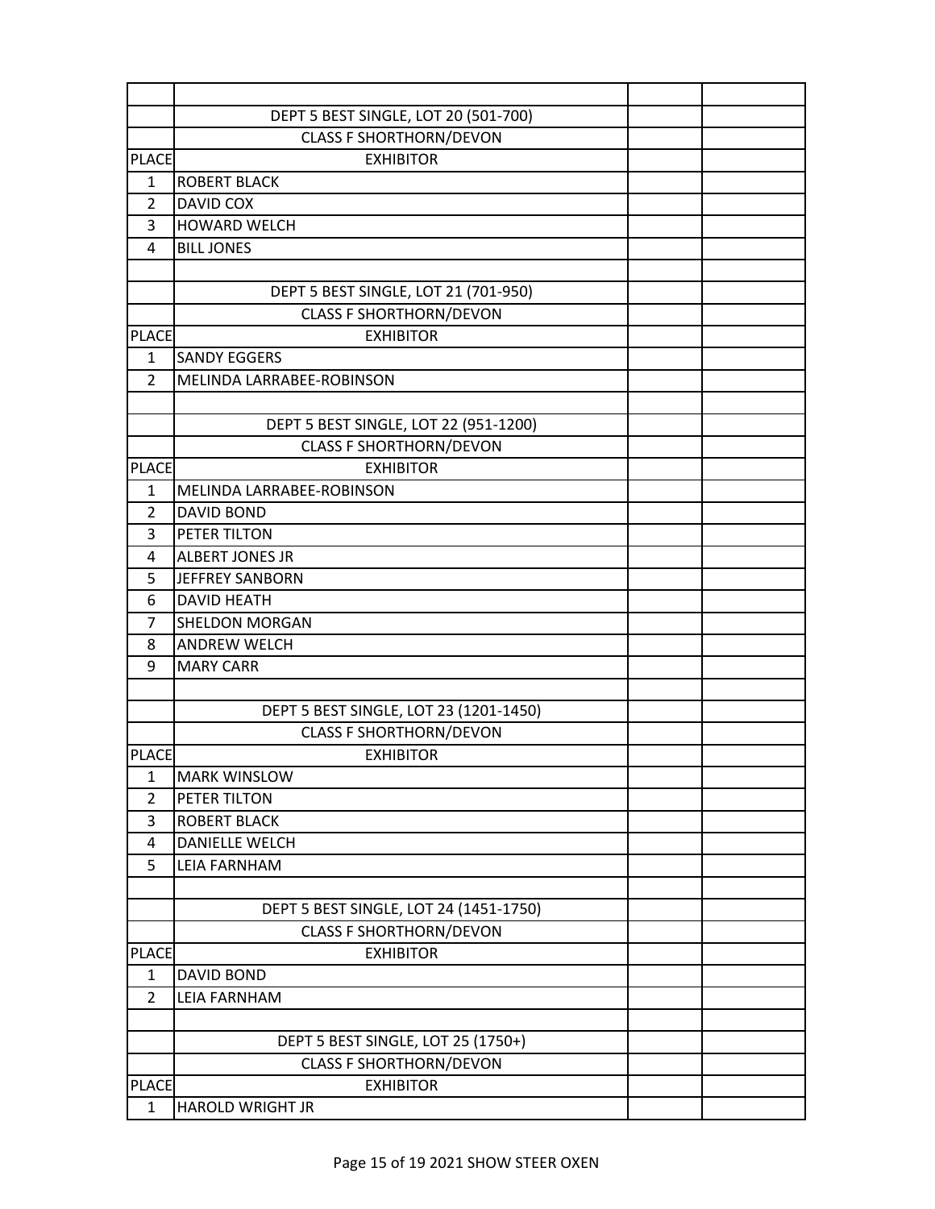| | | | |
|---|---|---|---|
| | DEPT 5 BEST SINGLE, LOT 20 (501-700) | | |
| | CLASS F SHORTHORN/DEVON | | |
| PLACE | EXHIBITOR | | |
| 1 | ROBERT BLACK | | |
| 2 | DAVID COX | | |
| 3 | HOWARD WELCH | | |
| 4 | BILL JONES | | |
| | | | |
| | DEPT 5 BEST SINGLE, LOT 21 (701-950) | | |
| | CLASS F SHORTHORN/DEVON | | |
| PLACE | EXHIBITOR | | |
| 1 | SANDY EGGERS | | |
| 2 | MELINDA LARRABEE-ROBINSON | | |
| | | | |
| | DEPT 5 BEST SINGLE, LOT 22 (951-1200) | | |
| | CLASS F SHORTHORN/DEVON | | |
| PLACE | EXHIBITOR | | |
| 1 | MELINDA LARRABEE-ROBINSON | | |
| 2 | DAVID BOND | | |
| 3 | PETER TILTON | | |
| 4 | ALBERT JONES JR | | |
| 5 | JEFFREY SANBORN | | |
| 6 | DAVID HEATH | | |
| 7 | SHELDON MORGAN | | |
| 8 | ANDREW WELCH | | |
| 9 | MARY CARR | | |
| | | | |
| | DEPT 5 BEST SINGLE, LOT 23 (1201-1450) | | |
| | CLASS F SHORTHORN/DEVON | | |
| PLACE | EXHIBITOR | | |
| 1 | MARK WINSLOW | | |
| 2 | PETER TILTON | | |
| 3 | ROBERT BLACK | | |
| 4 | DANIELLE WELCH | | |
| 5 | LEIA FARNHAM | | |
| | | | |
| | DEPT 5 BEST SINGLE, LOT 24 (1451-1750) | | |
| | CLASS F SHORTHORN/DEVON | | |
| PLACE | EXHIBITOR | | |
| 1 | DAVID BOND | | |
| 2 | LEIA FARNHAM | | |
| | | | |
| | DEPT 5 BEST SINGLE, LOT 25 (1750+) | | |
| | CLASS F SHORTHORN/DEVON | | |
| PLACE | EXHIBITOR | | |
| 1 | HAROLD WRIGHT JR | | |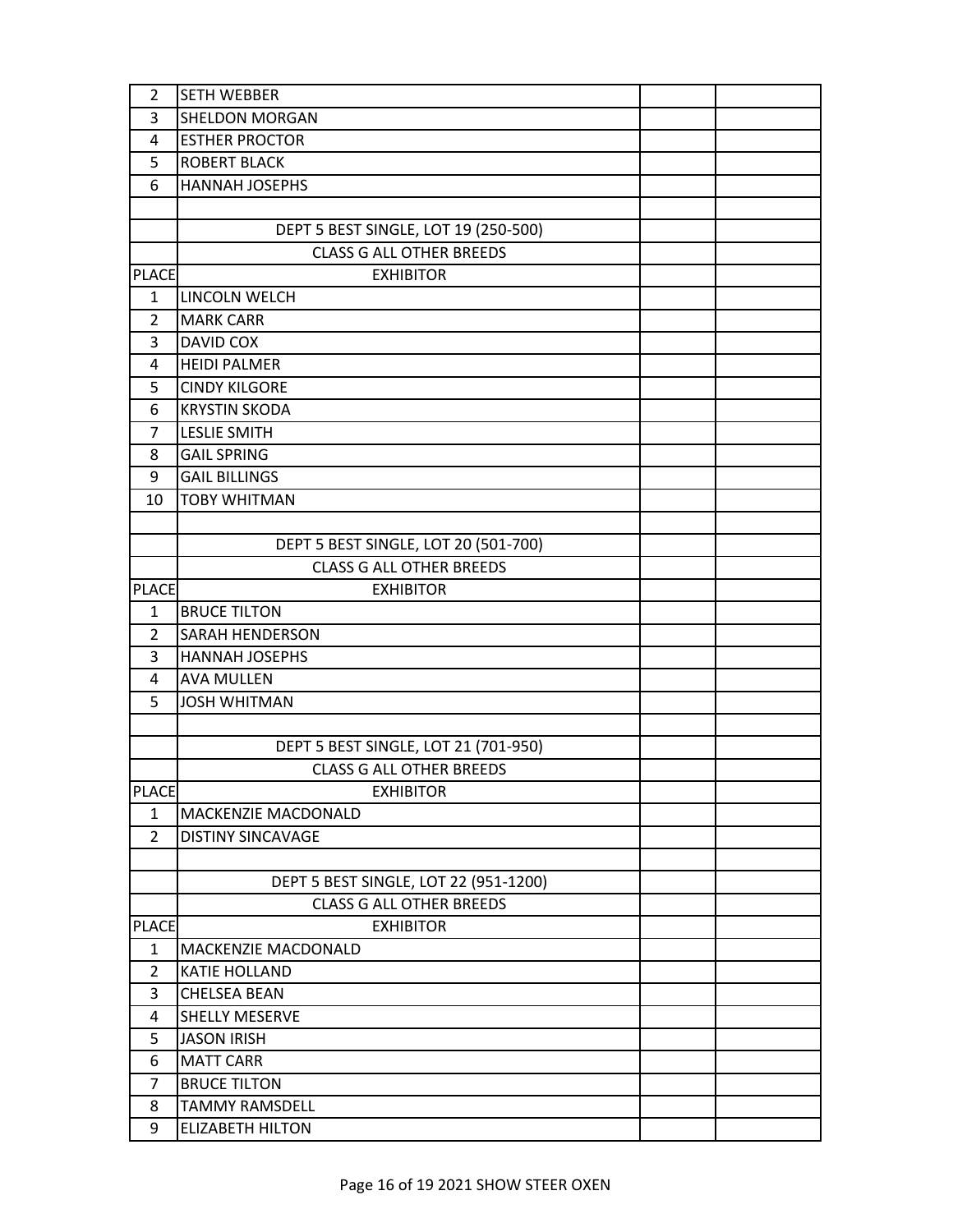| | | | |
|---|---|---|---|
| 2 | SETH WEBBER | | |
| 3 | SHELDON MORGAN | | |
| 4 | ESTHER PROCTOR | | |
| 5 | ROBERT BLACK | | |
| 6 | HANNAH JOSEPHS | | |
| | | | |
| | DEPT 5 BEST SINGLE, LOT 19 (250-500) | | |
| | CLASS G ALL OTHER BREEDS | | |
| PLACE | EXHIBITOR | | |
| 1 | LINCOLN WELCH | | |
| 2 | MARK CARR | | |
| 3 | DAVID COX | | |
| 4 | HEIDI PALMER | | |
| 5 | CINDY KILGORE | | |
| 6 | KRYSTIN SKODA | | |
| 7 | LESLIE SMITH | | |
| 8 | GAIL SPRING | | |
| 9 | GAIL BILLINGS | | |
| 10 | TOBY WHITMAN | | |
| | | | |
| | DEPT 5 BEST SINGLE, LOT 20 (501-700) | | |
| | CLASS G ALL OTHER BREEDS | | |
| PLACE | EXHIBITOR | | |
| 1 | BRUCE TILTON | | |
| 2 | SARAH HENDERSON | | |
| 3 | HANNAH JOSEPHS | | |
| 4 | AVA MULLEN | | |
| 5 | JOSH WHITMAN | | |
| | | | |
| | DEPT 5 BEST SINGLE, LOT 21 (701-950) | | |
| | CLASS G ALL OTHER BREEDS | | |
| PLACE | EXHIBITOR | | |
| 1 | MACKENZIE MACDONALD | | |
| 2 | DISTINY SINCAVAGE | | |
| | | | |
| | DEPT 5 BEST SINGLE, LOT 22 (951-1200) | | |
| | CLASS G ALL OTHER BREEDS | | |
| PLACE | EXHIBITOR | | |
| 1 | MACKENZIE MACDONALD | | |
| 2 | KATIE HOLLAND | | |
| 3 | CHELSEA BEAN | | |
| 4 | SHELLY MESERVE | | |
| 5 | JASON IRISH | | |
| 6 | MATT CARR | | |
| 7 | BRUCE TILTON | | |
| 8 | TAMMY RAMSDELL | | |
| 9 | ELIZABETH HILTON | | |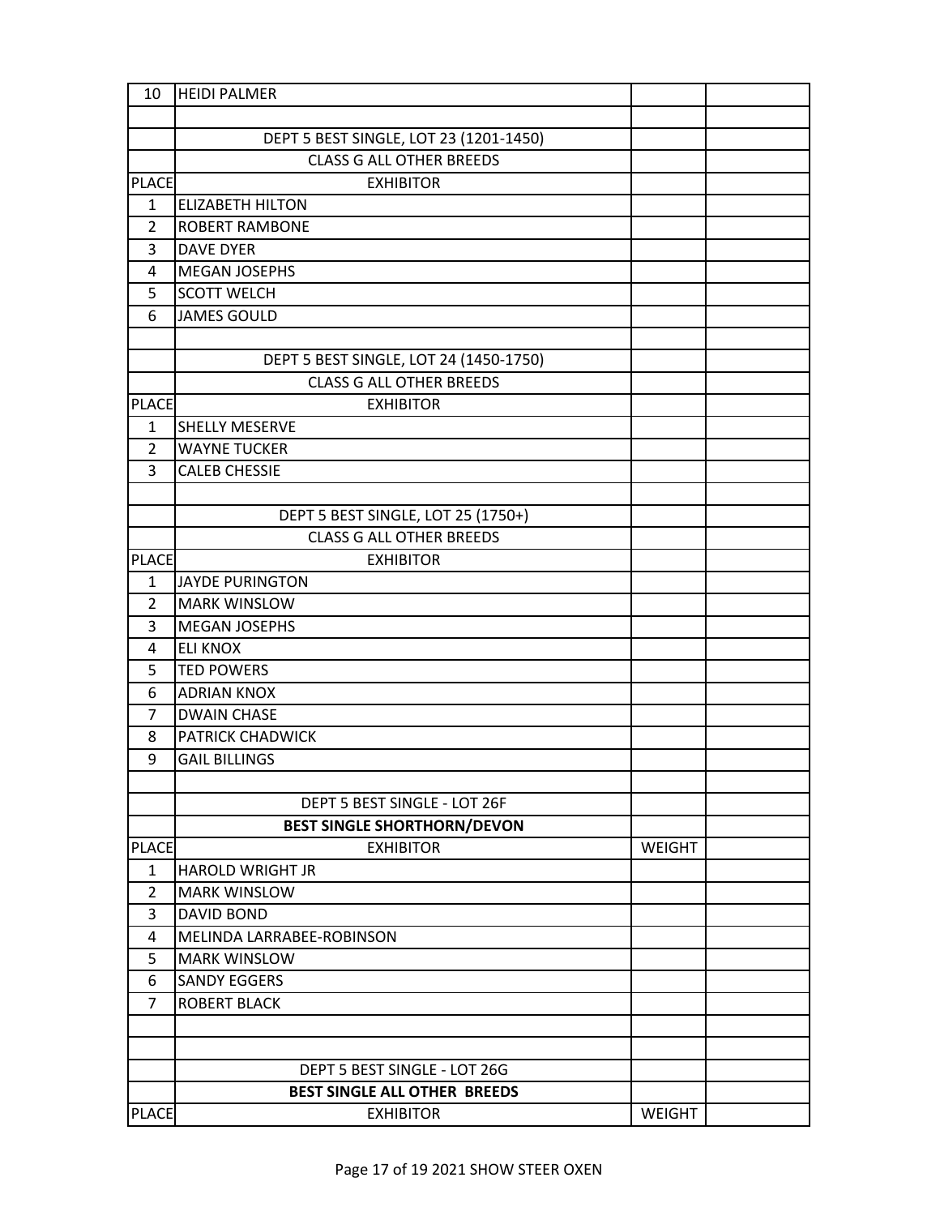| 10 | HEIDI PALMER | | |
|---|---|---|---|
| | | | |
| | DEPT 5 BEST SINGLE, LOT 23 (1201-1450) | | |
| | CLASS G ALL OTHER BREEDS | | |
| PLACE | EXHIBITOR | | |
| 1 | ELIZABETH HILTON | | |
| 2 | ROBERT RAMBONE | | |
| 3 | DAVE DYER | | |
| 4 | MEGAN JOSEPHS | | |
| 5 | SCOTT WELCH | | |
| 6 | JAMES GOULD | | |
| | | | |
| | DEPT 5 BEST SINGLE, LOT 24 (1450-1750) | | |
| | CLASS G ALL OTHER BREEDS | | |
| PLACE | EXHIBITOR | | |
| 1 | SHELLY MESERVE | | |
| 2 | WAYNE TUCKER | | |
| 3 | CALEB CHESSIE | | |
| | | | |
| | DEPT 5 BEST SINGLE, LOT 25 (1750+) | | |
| | CLASS G ALL OTHER BREEDS | | |
| PLACE | EXHIBITOR | | |
| 1 | JAYDE PURINGTON | | |
| 2 | MARK WINSLOW | | |
| 3 | MEGAN JOSEPHS | | |
| 4 | ELI KNOX | | |
| 5 | TED POWERS | | |
| 6 | ADRIAN KNOX | | |
| 7 | DWAIN CHASE | | |
| 8 | PATRICK CHADWICK | | |
| 9 | GAIL BILLINGS | | |
| | | | |
| | DEPT 5 BEST SINGLE - LOT 26F | | |
| | **BEST SINGLE SHORTHORN/DEVON** | | |
| PLACE | EXHIBITOR | WEIGHT | |
| 1 | HAROLD WRIGHT JR | | |
| 2 | MARK WINSLOW | | |
| 3 | DAVID BOND | | |
| 4 | MELINDA LARRABEE-ROBINSON | | |
| 5 | MARK WINSLOW | | |
| 6 | SANDY EGGERS | | |
| 7 | ROBERT BLACK | | |
| | | | |
| | | | |
| | DEPT 5 BEST SINGLE - LOT 26G | | |
| | **BEST SINGLE ALL OTHER BREEDS** | | |
| PLACE | EXHIBITOR | WEIGHT | |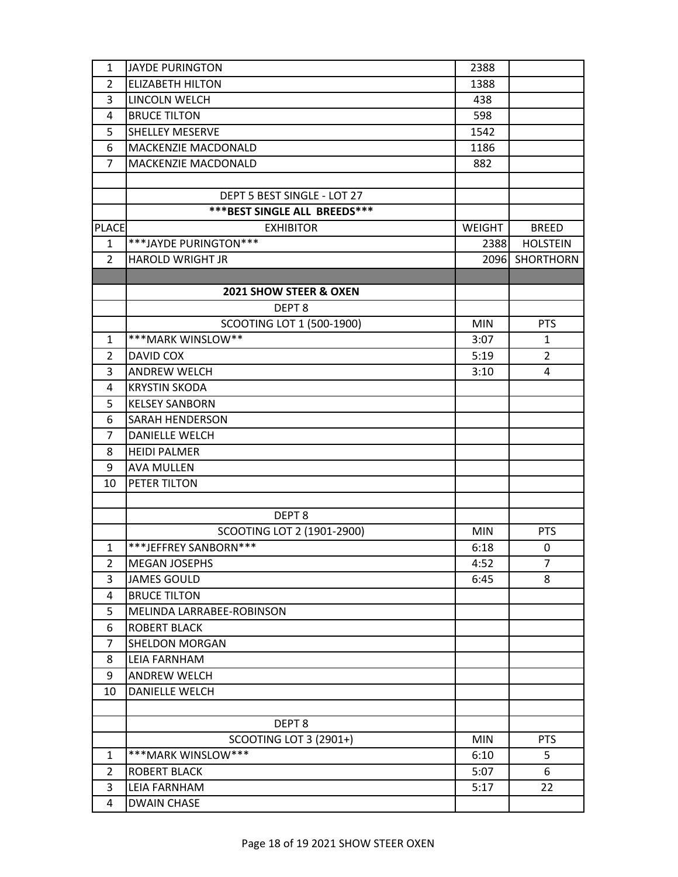| | | | |
|---|---|---|---|
| 1 | JAYDE PURINGTON | 2388 | |
| 2 | ELIZABETH HILTON | 1388 | |
| 3 | LINCOLN WELCH | 438 | |
| 4 | BRUCE TILTON | 598 | |
| 5 | SHELLEY MESERVE | 1542 | |
| 6 | MACKENZIE MACDONALD | 1186 | |
| 7 | MACKENZIE MACDONALD | 882 | |

| | DEPT 5 BEST SINGLE - LOT 27 | | |
|---|---|---|---|
| | **\*\*\*BEST SINGLE ALL BREEDS\*\*\*** | | |
| PLACE | EXHIBITOR | WEIGHT | BREED |
| 1 | \*\*\*JAYDE PURINGTON\*\*\* | 2388 | HOLSTEIN |
| 2 | HAROLD WRIGHT JR | 2096 | SHORTHORN |

| | **2021 SHOW STEER & OXEN** | | |
|---|---|---|---|
| | DEPT 8 | | |
| | SCOOTING LOT 1 (500-1900) | MIN | PTS |
| 1 | \*\*\*MARK WINSLOW\*\* | 3:07 | 1 |
| 2 | DAVID COX | 5:19 | 2 |
| 3 | ANDREW WELCH | 3:10 | 4 |
| 4 | KRYSTIN SKODA | | |
| 5 | KELSEY SANBORN | | |
| 6 | SARAH HENDERSON | | |
| 7 | DANIELLE WELCH | | |
| 8 | HEIDI PALMER | | |
| 9 | AVA MULLEN | | |
| 10 | PETER TILTON | | |

| | DEPT 8 | | |
|---|---|---|---|
| | SCOOTING LOT 2 (1901-2900) | MIN | PTS |
| 1 | \*\*\*JEFFREY SANBORN\*\*\* | 6:18 | 0 |
| 2 | MEGAN JOSEPHS | 4:52 | 7 |
| 3 | JAMES GOULD | 6:45 | 8 |
| 4 | BRUCE TILTON | | |
| 5 | MELINDA LARRABEE-ROBINSON | | |
| 6 | ROBERT BLACK | | |
| 7 | SHELDON MORGAN | | |
| 8 | LEIA FARNHAM | | |
| 9 | ANDREW WELCH | | |
| 10 | DANIELLE WELCH | | |

| | DEPT 8 | | |
|---|---|---|---|
| | SCOOTING LOT 3 (2901+) | MIN | PTS |
| 1 | \*\*\*MARK WINSLOW\*\*\* | 6:10 | 5 |
| 2 | ROBERT BLACK | 5:07 | 6 |
| 3 | LEIA FARNHAM | 5:17 | 22 |
| 4 | DWAIN CHASE | | |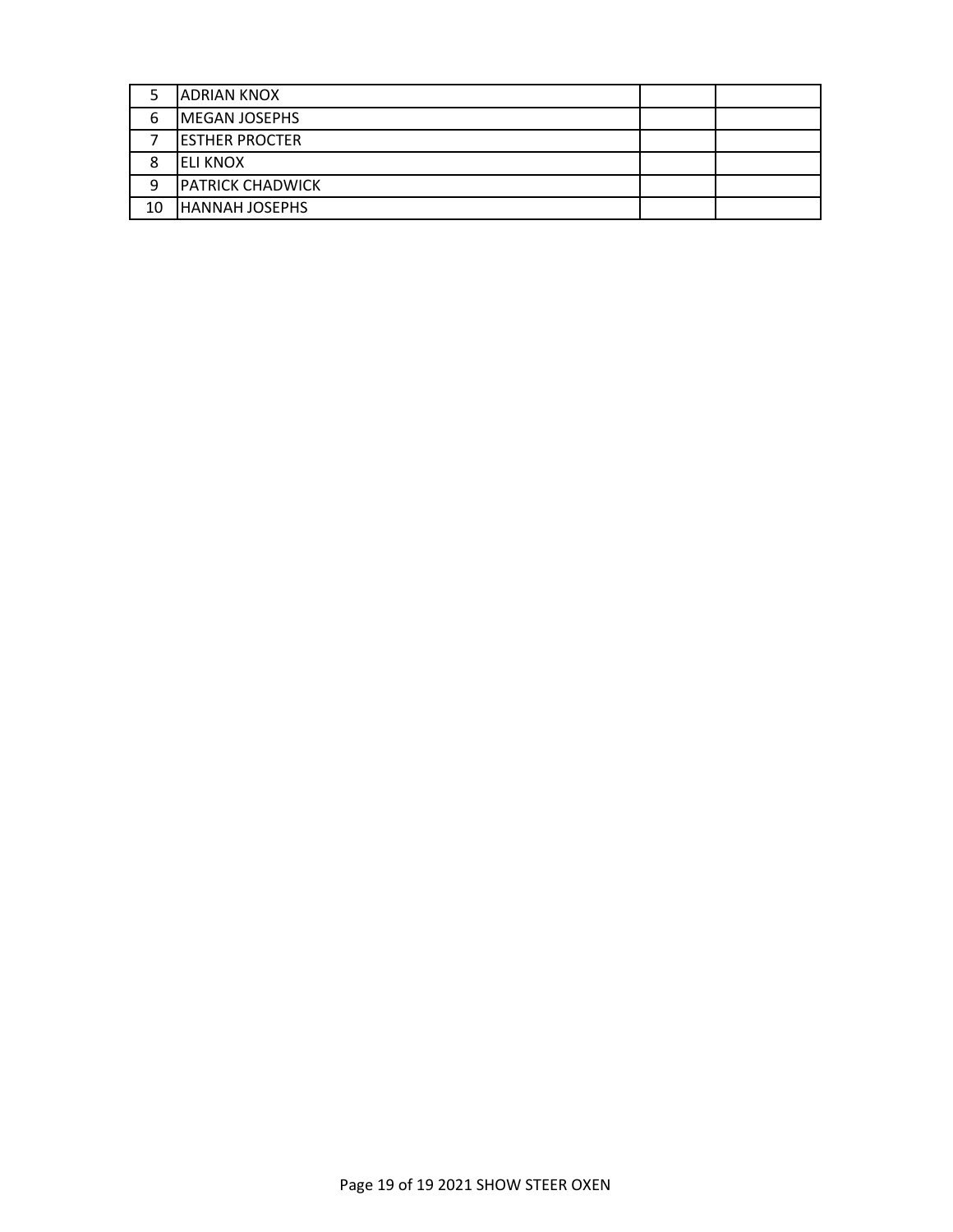| | | | |
|---|---|---|---|
| 5 | ADRIAN KNOX | | |
| 6 | MEGAN JOSEPHS | | |
| 7 | ESTHER PROCTER | | |
| 8 | ELI KNOX | | |
| 9 | PATRICK CHADWICK | | |
| 10 | HANNAH JOSEPHS | | |